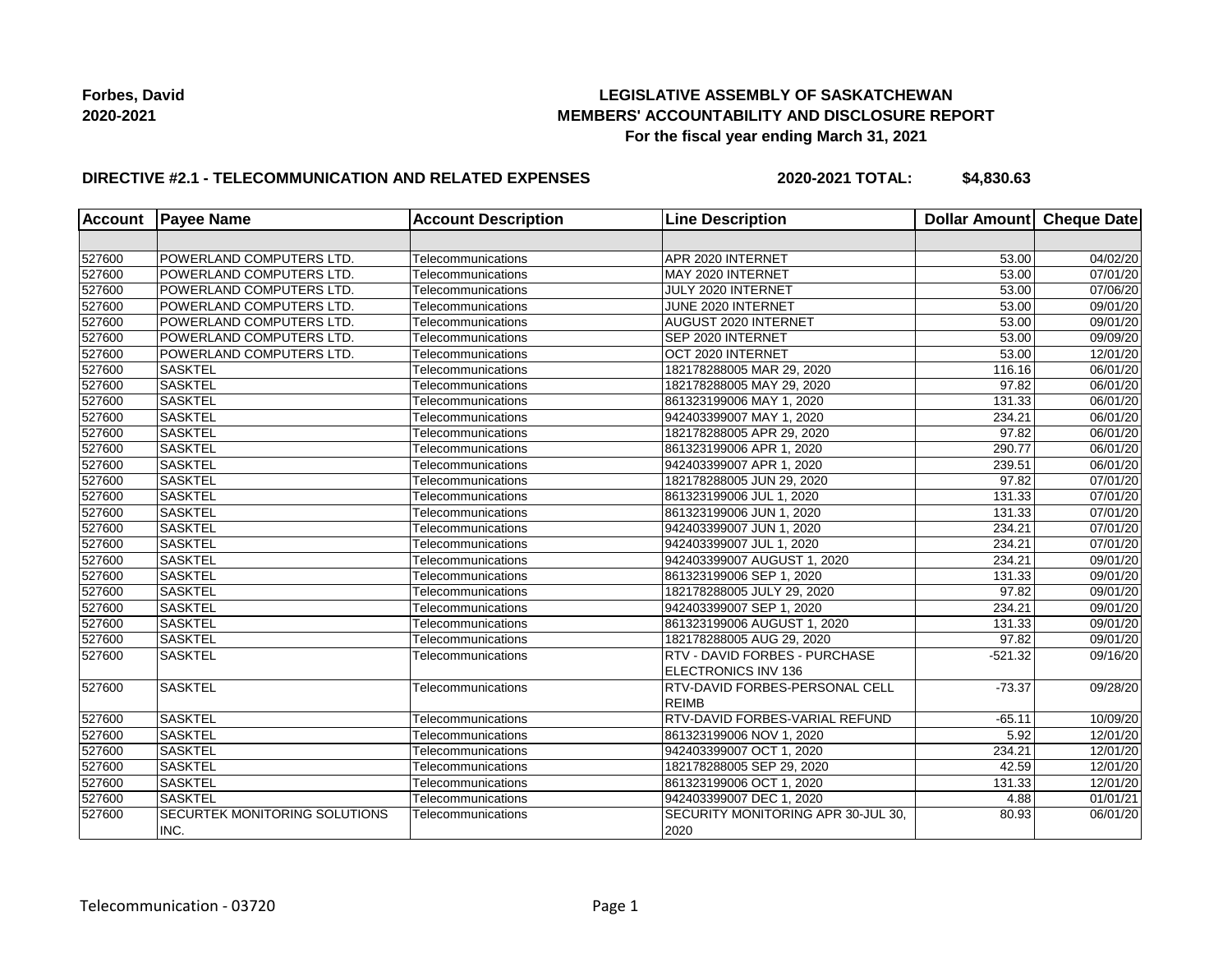**Forbes, David**
**2020-2021**

**LEGISLATIVE ASSEMBLY OF SASKATCHEWAN**
**MEMBERS' ACCOUNTABILITY AND DISCLOSURE REPORT**
**For the fiscal year ending March 31, 2021**

**DIRECTIVE #2.1 - TELECOMMUNICATION AND RELATED EXPENSES** **2020-2021 TOTAL: $4,830.63**

| Account | Payee Name | Account Description | Line Description | Dollar Amount | Cheque Date |
|---|---|---|---|---|---|
| | | | | | |
| 527600 | POWERLAND COMPUTERS LTD. | Telecommunications | APR 2020 INTERNET | 53.00 | 04/02/20 |
| 527600 | POWERLAND COMPUTERS LTD. | Telecommunications | MAY 2020 INTERNET | 53.00 | 07/01/20 |
| 527600 | POWERLAND COMPUTERS LTD. | Telecommunications | JULY 2020 INTERNET | 53.00 | 07/06/20 |
| 527600 | POWERLAND COMPUTERS LTD. | Telecommunications | JUNE 2020 INTERNET | 53.00 | 09/01/20 |
| 527600 | POWERLAND COMPUTERS LTD. | Telecommunications | AUGUST 2020 INTERNET | 53.00 | 09/01/20 |
| 527600 | POWERLAND COMPUTERS LTD. | Telecommunications | SEP 2020 INTERNET | 53.00 | 09/09/20 |
| 527600 | POWERLAND COMPUTERS LTD. | Telecommunications | OCT 2020 INTERNET | 53.00 | 12/01/20 |
| 527600 | SASKTEL | Telecommunications | 182178288005 MAR 29, 2020 | 116.16 | 06/01/20 |
| 527600 | SASKTEL | Telecommunications | 182178288005 MAY 29, 2020 | 97.82 | 06/01/20 |
| 527600 | SASKTEL | Telecommunications | 861323199006 MAY 1, 2020 | 131.33 | 06/01/20 |
| 527600 | SASKTEL | Telecommunications | 942403399007 MAY 1, 2020 | 234.21 | 06/01/20 |
| 527600 | SASKTEL | Telecommunications | 182178288005 APR 29, 2020 | 97.82 | 06/01/20 |
| 527600 | SASKTEL | Telecommunications | 861323199006 APR 1, 2020 | 290.77 | 06/01/20 |
| 527600 | SASKTEL | Telecommunications | 942403399007 APR 1, 2020 | 239.51 | 06/01/20 |
| 527600 | SASKTEL | Telecommunications | 182178288005 JUN 29, 2020 | 97.82 | 07/01/20 |
| 527600 | SASKTEL | Telecommunications | 861323199006 JUL 1, 2020 | 131.33 | 07/01/20 |
| 527600 | SASKTEL | Telecommunications | 861323199006 JUN 1, 2020 | 131.33 | 07/01/20 |
| 527600 | SASKTEL | Telecommunications | 942403399007 JUN 1, 2020 | 234.21 | 07/01/20 |
| 527600 | SASKTEL | Telecommunications | 942403399007 JUL 1, 2020 | 234.21 | 07/01/20 |
| 527600 | SASKTEL | Telecommunications | 942403399007 AUGUST 1, 2020 | 234.21 | 09/01/20 |
| 527600 | SASKTEL | Telecommunications | 861323199006 SEP 1, 2020 | 131.33 | 09/01/20 |
| 527600 | SASKTEL | Telecommunications | 182178288005 JULY 29, 2020 | 97.82 | 09/01/20 |
| 527600 | SASKTEL | Telecommunications | 942403399007 SEP 1, 2020 | 234.21 | 09/01/20 |
| 527600 | SASKTEL | Telecommunications | 861323199006 AUGUST 1, 2020 | 131.33 | 09/01/20 |
| 527600 | SASKTEL | Telecommunications | 182178288005 AUG 29, 2020 | 97.82 | 09/01/20 |
| 527600 | SASKTEL | Telecommunications | RTV - DAVID FORBES - PURCHASE ELECTRONICS INV 136 | -521.32 | 09/16/20 |
| 527600 | SASKTEL | Telecommunications | RTV-DAVID FORBES-PERSONAL CELL REIMB | -73.37 | 09/28/20 |
| 527600 | SASKTEL | Telecommunications | RTV-DAVID FORBES-VARIAL REFUND | -65.11 | 10/09/20 |
| 527600 | SASKTEL | Telecommunications | 861323199006 NOV 1, 2020 | 5.92 | 12/01/20 |
| 527600 | SASKTEL | Telecommunications | 942403399007 OCT 1, 2020 | 234.21 | 12/01/20 |
| 527600 | SASKTEL | Telecommunications | 182178288005 SEP 29, 2020 | 42.59 | 12/01/20 |
| 527600 | SASKTEL | Telecommunications | 861323199006 OCT 1, 2020 | 131.33 | 12/01/20 |
| 527600 | SASKTEL | Telecommunications | 942403399007 DEC 1, 2020 | 4.88 | 01/01/21 |
| 527600 | SECURTEK MONITORING SOLUTIONS INC. | Telecommunications | SECURITY MONITORING APR 30-JUL 30, 2020 | 80.93 | 06/01/20 |

Telecommunication - 03720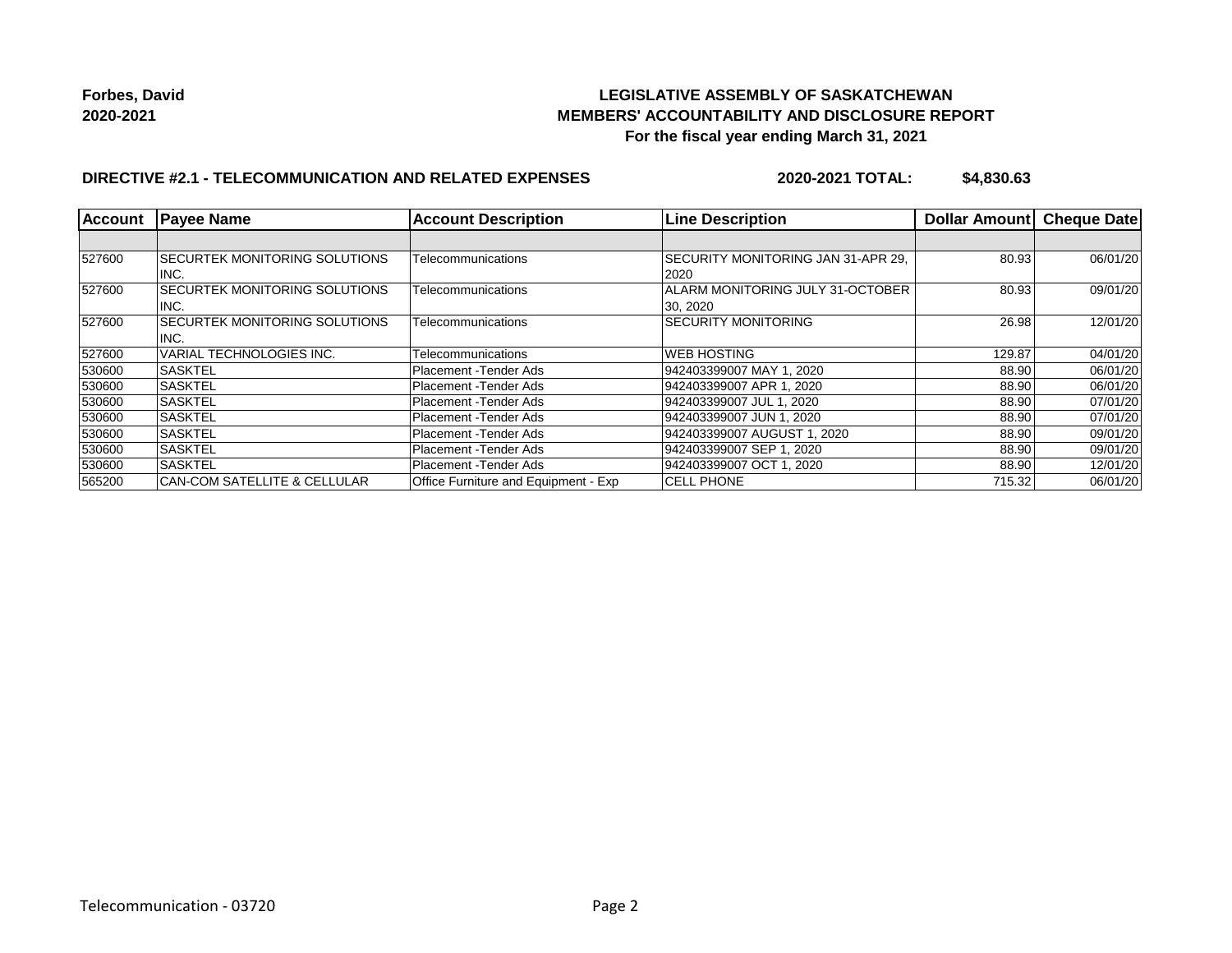**Forbes, David**
**2020-2021**

## LEGISLATIVE ASSEMBLY OF SASKATCHEWAN
## MEMBERS' ACCOUNTABILITY AND DISCLOSURE REPORT
### For the fiscal year ending March 31, 2021

**DIRECTIVE #2.1 - TELECOMMUNICATION AND RELATED EXPENSES** **2020-2021 TOTAL: $4,830.63**

| Account | Payee Name | Account Description | Line Description | Dollar Amount | Cheque Date |
|---|---|---|---|---|---|
| | | | | | |
| 527600 | SECURTEK MONITORING SOLUTIONS INC. | Telecommunications | SECURITY MONITORING JAN 31-APR 29, 2020 | 80.93 | 06/01/20 |
| 527600 | SECURTEK MONITORING SOLUTIONS INC. | Telecommunications | ALARM MONITORING JULY 31-OCTOBER 30, 2020 | 80.93 | 09/01/20 |
| 527600 | SECURTEK MONITORING SOLUTIONS INC. | Telecommunications | SECURITY MONITORING | 26.98 | 12/01/20 |
| 527600 | VARIAL TECHNOLOGIES INC. | Telecommunications | WEB HOSTING | 129.87 | 04/01/20 |
| 530600 | SASKTEL | Placement -Tender Ads | 942403399007 MAY 1, 2020 | 88.90 | 06/01/20 |
| 530600 | SASKTEL | Placement -Tender Ads | 942403399007 APR 1, 2020 | 88.90 | 06/01/20 |
| 530600 | SASKTEL | Placement -Tender Ads | 942403399007 JUL 1, 2020 | 88.90 | 07/01/20 |
| 530600 | SASKTEL | Placement -Tender Ads | 942403399007 JUN 1, 2020 | 88.90 | 07/01/20 |
| 530600 | SASKTEL | Placement -Tender Ads | 942403399007 AUGUST 1, 2020 | 88.90 | 09/01/20 |
| 530600 | SASKTEL | Placement -Tender Ads | 942403399007 SEP 1, 2020 | 88.90 | 09/01/20 |
| 530600 | SASKTEL | Placement -Tender Ads | 942403399007 OCT 1, 2020 | 88.90 | 12/01/20 |
| 565200 | CAN-COM SATELLITE & CELLULAR | Office Furniture and Equipment - Exp | CELL PHONE | 715.32 | 06/01/20 |

Telecommunication - 03720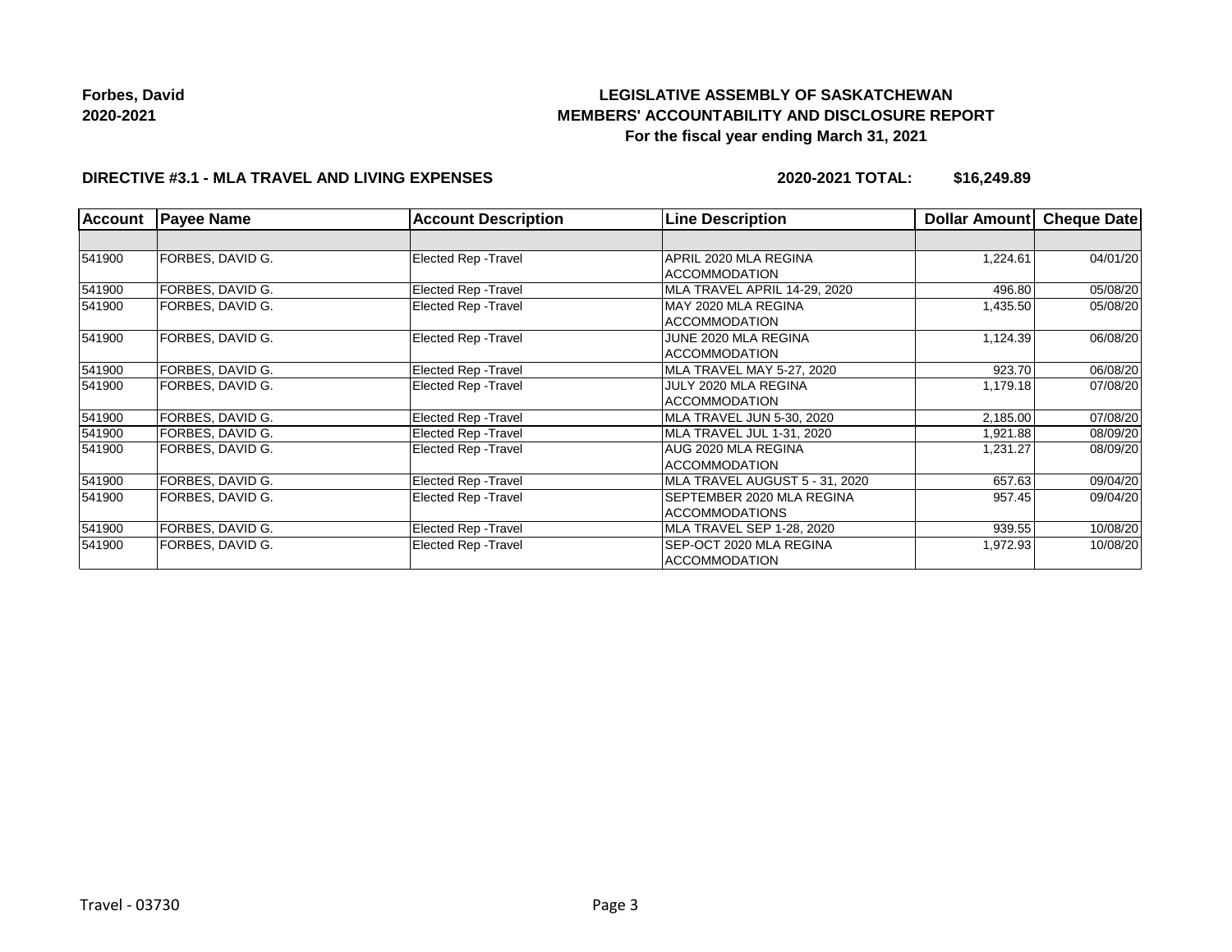**Forbes, David**
**2020-2021**

# LEGISLATIVE ASSEMBLY OF SASKATCHEWAN
## MEMBERS' ACCOUNTABILITY AND DISCLOSURE REPORT
### For the fiscal year ending March 31, 2021

**DIRECTIVE #3.1 - MLA TRAVEL AND LIVING EXPENSES** **2020-2021 TOTAL: $16,249.89**

| Account | Payee Name | Account Description | Line Description | Dollar Amount | Cheque Date |
|---|---|---|---|---|---|
| | | | | | |
| 541900 | FORBES, DAVID G. | Elected Rep -Travel | APRIL 2020 MLA REGINA ACCOMMODATION | 1,224.61 | 04/01/20 |
| 541900 | FORBES, DAVID G. | Elected Rep -Travel | MLA TRAVEL APRIL 14-29, 2020 | 496.80 | 05/08/20 |
| 541900 | FORBES, DAVID G. | Elected Rep -Travel | MAY 2020 MLA REGINA ACCOMMODATION | 1,435.50 | 05/08/20 |
| 541900 | FORBES, DAVID G. | Elected Rep -Travel | JUNE 2020 MLA REGINA ACCOMMODATION | 1,124.39 | 06/08/20 |
| 541900 | FORBES, DAVID G. | Elected Rep -Travel | MLA TRAVEL MAY 5-27, 2020 | 923.70 | 06/08/20 |
| 541900 | FORBES, DAVID G. | Elected Rep -Travel | JULY 2020 MLA REGINA ACCOMMODATION | 1,179.18 | 07/08/20 |
| 541900 | FORBES, DAVID G. | Elected Rep -Travel | MLA TRAVEL JUN 5-30, 2020 | 2,185.00 | 07/08/20 |
| 541900 | FORBES, DAVID G. | Elected Rep -Travel | MLA TRAVEL JUL 1-31, 2020 | 1,921.88 | 08/09/20 |
| 541900 | FORBES, DAVID G. | Elected Rep -Travel | AUG 2020 MLA REGINA ACCOMMODATION | 1,231.27 | 08/09/20 |
| 541900 | FORBES, DAVID G. | Elected Rep -Travel | MLA TRAVEL AUGUST 5 - 31, 2020 | 657.63 | 09/04/20 |
| 541900 | FORBES, DAVID G. | Elected Rep -Travel | SEPTEMBER 2020 MLA REGINA ACCOMMODATIONS | 957.45 | 09/04/20 |
| 541900 | FORBES, DAVID G. | Elected Rep -Travel | MLA TRAVEL SEP 1-28, 2020 | 939.55 | 10/08/20 |
| 541900 | FORBES, DAVID G. | Elected Rep -Travel | SEP-OCT 2020 MLA REGINA ACCOMMODATION | 1,972.93 | 10/08/20 |

Travel - 03730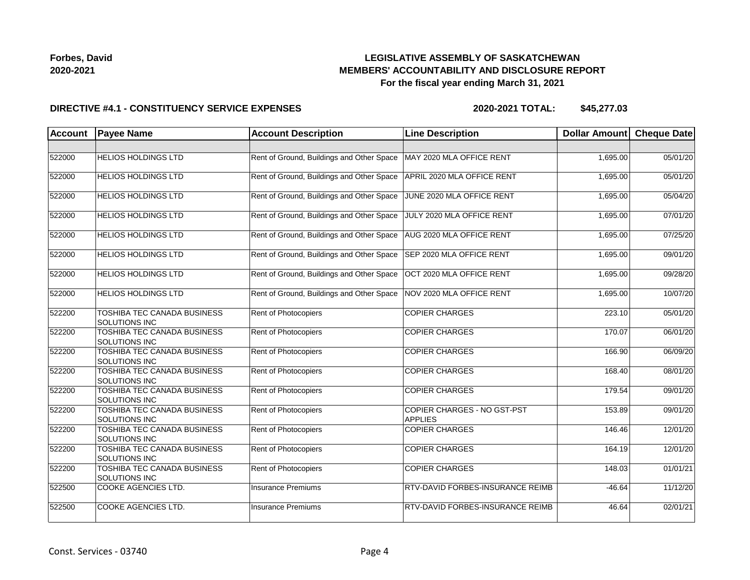**Forbes, David**
**2020-2021**

# LEGISLATIVE ASSEMBLY OF SASKATCHEWAN
## MEMBERS' ACCOUNTABILITY AND DISCLOSURE REPORT
### For the fiscal year ending March 31, 2021

**DIRECTIVE #4.1 - CONSTITUENCY SERVICE EXPENSES** **2020-2021 TOTAL: $45,277.03**

| Account | Payee Name | Account Description | Line Description | Dollar Amount | Cheque Date |
|---|---|---|---|---|---|
| | | | | | |
| 522000 | HELIOS HOLDINGS LTD | Rent of Ground, Buildings and Other Space | MAY 2020 MLA OFFICE RENT | 1,695.00 | 05/01/20 |
| 522000 | HELIOS HOLDINGS LTD | Rent of Ground, Buildings and Other Space | APRIL 2020 MLA OFFICE RENT | 1,695.00 | 05/01/20 |
| 522000 | HELIOS HOLDINGS LTD | Rent of Ground, Buildings and Other Space | JUNE 2020 MLA OFFICE RENT | 1,695.00 | 05/04/20 |
| 522000 | HELIOS HOLDINGS LTD | Rent of Ground, Buildings and Other Space | JULY 2020 MLA OFFICE RENT | 1,695.00 | 07/01/20 |
| 522000 | HELIOS HOLDINGS LTD | Rent of Ground, Buildings and Other Space | AUG 2020 MLA OFFICE RENT | 1,695.00 | 07/25/20 |
| 522000 | HELIOS HOLDINGS LTD | Rent of Ground, Buildings and Other Space | SEP 2020 MLA OFFICE RENT | 1,695.00 | 09/01/20 |
| 522000 | HELIOS HOLDINGS LTD | Rent of Ground, Buildings and Other Space | OCT 2020 MLA OFFICE RENT | 1,695.00 | 09/28/20 |
| 522000 | HELIOS HOLDINGS LTD | Rent of Ground, Buildings and Other Space | NOV 2020 MLA OFFICE RENT | 1,695.00 | 10/07/20 |
| 522200 | TOSHIBA TEC CANADA BUSINESS SOLUTIONS INC | Rent of Photocopiers | COPIER CHARGES | 223.10 | 05/01/20 |
| 522200 | TOSHIBA TEC CANADA BUSINESS SOLUTIONS INC | Rent of Photocopiers | COPIER CHARGES | 170.07 | 06/01/20 |
| 522200 | TOSHIBA TEC CANADA BUSINESS SOLUTIONS INC | Rent of Photocopiers | COPIER CHARGES | 166.90 | 06/09/20 |
| 522200 | TOSHIBA TEC CANADA BUSINESS SOLUTIONS INC | Rent of Photocopiers | COPIER CHARGES | 168.40 | 08/01/20 |
| 522200 | TOSHIBA TEC CANADA BUSINESS SOLUTIONS INC | Rent of Photocopiers | COPIER CHARGES | 179.54 | 09/01/20 |
| 522200 | TOSHIBA TEC CANADA BUSINESS SOLUTIONS INC | Rent of Photocopiers | COPIER CHARGES - NO GST-PST APPLIES | 153.89 | 09/01/20 |
| 522200 | TOSHIBA TEC CANADA BUSINESS SOLUTIONS INC | Rent of Photocopiers | COPIER CHARGES | 146.46 | 12/01/20 |
| 522200 | TOSHIBA TEC CANADA BUSINESS SOLUTIONS INC | Rent of Photocopiers | COPIER CHARGES | 164.19 | 12/01/20 |
| 522200 | TOSHIBA TEC CANADA BUSINESS SOLUTIONS INC | Rent of Photocopiers | COPIER CHARGES | 148.03 | 01/01/21 |
| 522500 | COOKE AGENCIES LTD. | Insurance Premiums | RTV-DAVID FORBES-INSURANCE REIMB | -46.64 | 11/12/20 |
| 522500 | COOKE AGENCIES LTD. | Insurance Premiums | RTV-DAVID FORBES-INSURANCE REIMB | 46.64 | 02/01/21 |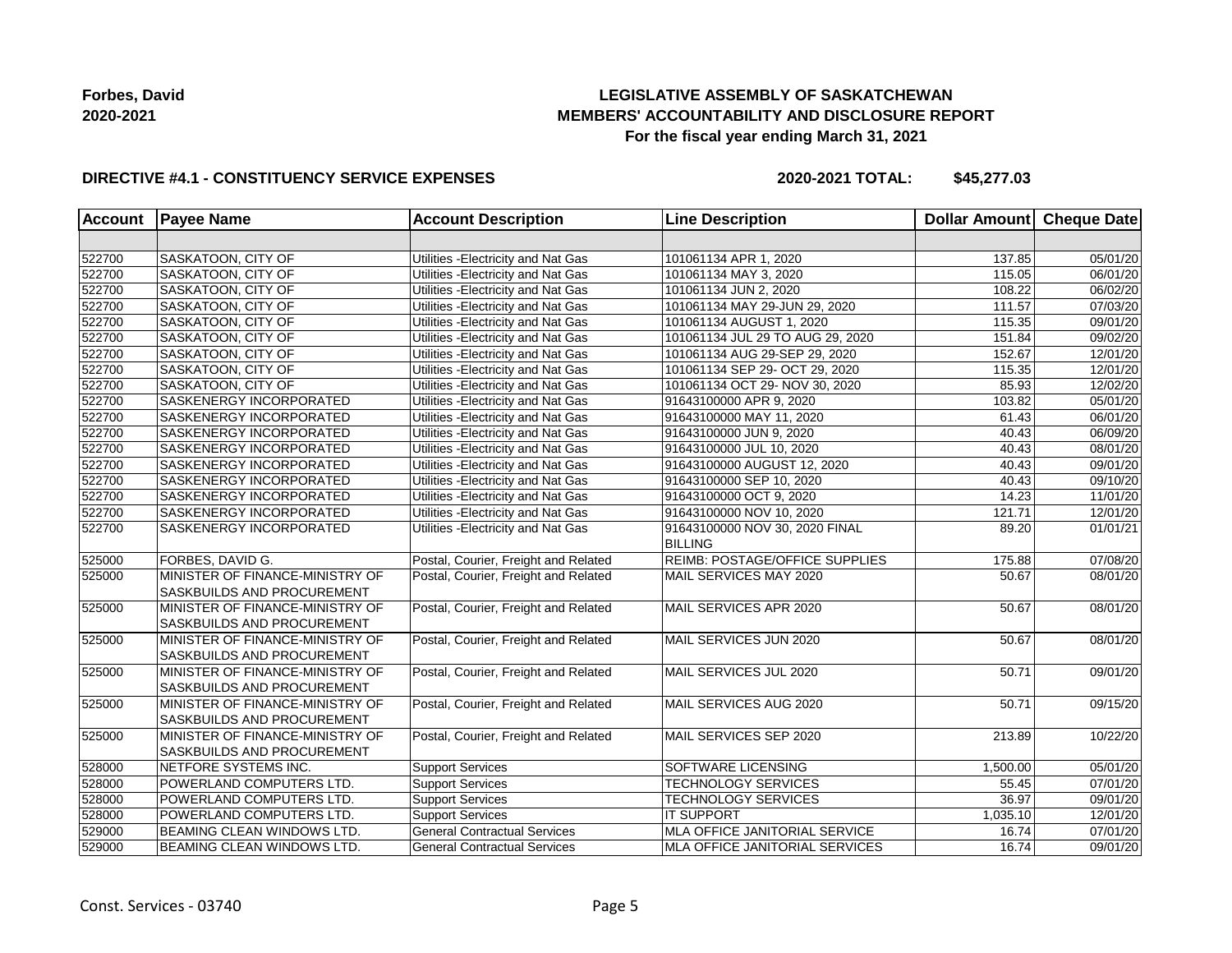**Forbes, David**
**2020-2021**

# LEGISLATIVE ASSEMBLY OF SASKATCHEWAN
## MEMBERS' ACCOUNTABILITY AND DISCLOSURE REPORT
### For the fiscal year ending March 31, 2021

**DIRECTIVE #4.1 - CONSTITUENCY SERVICE EXPENSES** **2020-2021 TOTAL: $45,277.03**

| Account | Payee Name | Account Description | Line Description | Dollar Amount | Cheque Date |
|---|---|---|---|---|---|
| | | | | | |
| 522700 | SASKATOON, CITY OF | Utilities -Electricity and Nat Gas | 101061134 APR 1, 2020 | 137.85 | 05/01/20 |
| 522700 | SASKATOON, CITY OF | Utilities -Electricity and Nat Gas | 101061134 MAY 3, 2020 | 115.05 | 06/01/20 |
| 522700 | SASKATOON, CITY OF | Utilities -Electricity and Nat Gas | 101061134 JUN 2, 2020 | 108.22 | 06/02/20 |
| 522700 | SASKATOON, CITY OF | Utilities -Electricity and Nat Gas | 101061134 MAY 29-JUN 29, 2020 | 111.57 | 07/03/20 |
| 522700 | SASKATOON, CITY OF | Utilities -Electricity and Nat Gas | 101061134 AUGUST 1, 2020 | 115.35 | 09/01/20 |
| 522700 | SASKATOON, CITY OF | Utilities -Electricity and Nat Gas | 101061134 JUL 29 TO AUG 29, 2020 | 151.84 | 09/02/20 |
| 522700 | SASKATOON, CITY OF | Utilities -Electricity and Nat Gas | 101061134 AUG 29-SEP 29, 2020 | 152.67 | 12/01/20 |
| 522700 | SASKATOON, CITY OF | Utilities -Electricity and Nat Gas | 101061134 SEP 29- OCT 29, 2020 | 115.35 | 12/01/20 |
| 522700 | SASKATOON, CITY OF | Utilities -Electricity and Nat Gas | 101061134 OCT 29- NOV 30, 2020 | 85.93 | 12/02/20 |
| 522700 | SASKENERGY INCORPORATED | Utilities -Electricity and Nat Gas | 91643100000 APR 9, 2020 | 103.82 | 05/01/20 |
| 522700 | SASKENERGY INCORPORATED | Utilities -Electricity and Nat Gas | 91643100000 MAY 11, 2020 | 61.43 | 06/01/20 |
| 522700 | SASKENERGY INCORPORATED | Utilities -Electricity and Nat Gas | 91643100000 JUN 9, 2020 | 40.43 | 06/09/20 |
| 522700 | SASKENERGY INCORPORATED | Utilities -Electricity and Nat Gas | 91643100000 JUL 10, 2020 | 40.43 | 08/01/20 |
| 522700 | SASKENERGY INCORPORATED | Utilities -Electricity and Nat Gas | 91643100000 AUGUST 12, 2020 | 40.43 | 09/01/20 |
| 522700 | SASKENERGY INCORPORATED | Utilities -Electricity and Nat Gas | 91643100000 SEP 10, 2020 | 40.43 | 09/10/20 |
| 522700 | SASKENERGY INCORPORATED | Utilities -Electricity and Nat Gas | 91643100000 OCT 9, 2020 | 14.23 | 11/01/20 |
| 522700 | SASKENERGY INCORPORATED | Utilities -Electricity and Nat Gas | 91643100000 NOV 10, 2020 | 121.71 | 12/01/20 |
| 522700 | SASKENERGY INCORPORATED | Utilities -Electricity and Nat Gas | 91643100000 NOV 30, 2020 FINAL BILLING | 89.20 | 01/01/21 |
| 525000 | FORBES, DAVID G. | Postal, Courier, Freight and Related | REIMB: POSTAGE/OFFICE SUPPLIES | 175.88 | 07/08/20 |
| 525000 | MINISTER OF FINANCE-MINISTRY OF SASKBUILDS AND PROCUREMENT | Postal, Courier, Freight and Related | MAIL SERVICES MAY 2020 | 50.67 | 08/01/20 |
| 525000 | MINISTER OF FINANCE-MINISTRY OF SASKBUILDS AND PROCUREMENT | Postal, Courier, Freight and Related | MAIL SERVICES APR 2020 | 50.67 | 08/01/20 |
| 525000 | MINISTER OF FINANCE-MINISTRY OF SASKBUILDS AND PROCUREMENT | Postal, Courier, Freight and Related | MAIL SERVICES JUN 2020 | 50.67 | 08/01/20 |
| 525000 | MINISTER OF FINANCE-MINISTRY OF SASKBUILDS AND PROCUREMENT | Postal, Courier, Freight and Related | MAIL SERVICES JUL 2020 | 50.71 | 09/01/20 |
| 525000 | MINISTER OF FINANCE-MINISTRY OF SASKBUILDS AND PROCUREMENT | Postal, Courier, Freight and Related | MAIL SERVICES AUG 2020 | 50.71 | 09/15/20 |
| 525000 | MINISTER OF FINANCE-MINISTRY OF SASKBUILDS AND PROCUREMENT | Postal, Courier, Freight and Related | MAIL SERVICES SEP 2020 | 213.89 | 10/22/20 |
| 528000 | NETFORE SYSTEMS INC. | Support Services | SOFTWARE LICENSING | 1,500.00 | 05/01/20 |
| 528000 | POWERLAND COMPUTERS LTD. | Support Services | TECHNOLOGY SERVICES | 55.45 | 07/01/20 |
| 528000 | POWERLAND COMPUTERS LTD. | Support Services | TECHNOLOGY SERVICES | 36.97 | 09/01/20 |
| 528000 | POWERLAND COMPUTERS LTD. | Support Services | IT SUPPORT | 1,035.10 | 12/01/20 |
| 529000 | BEAMING CLEAN WINDOWS LTD. | General Contractual Services | MLA OFFICE JANITORIAL SERVICE | 16.74 | 07/01/20 |
| 529000 | BEAMING CLEAN WINDOWS LTD. | General Contractual Services | MLA OFFICE JANITORIAL SERVICES | 16.74 | 09/01/20 |

Const. Services - 03740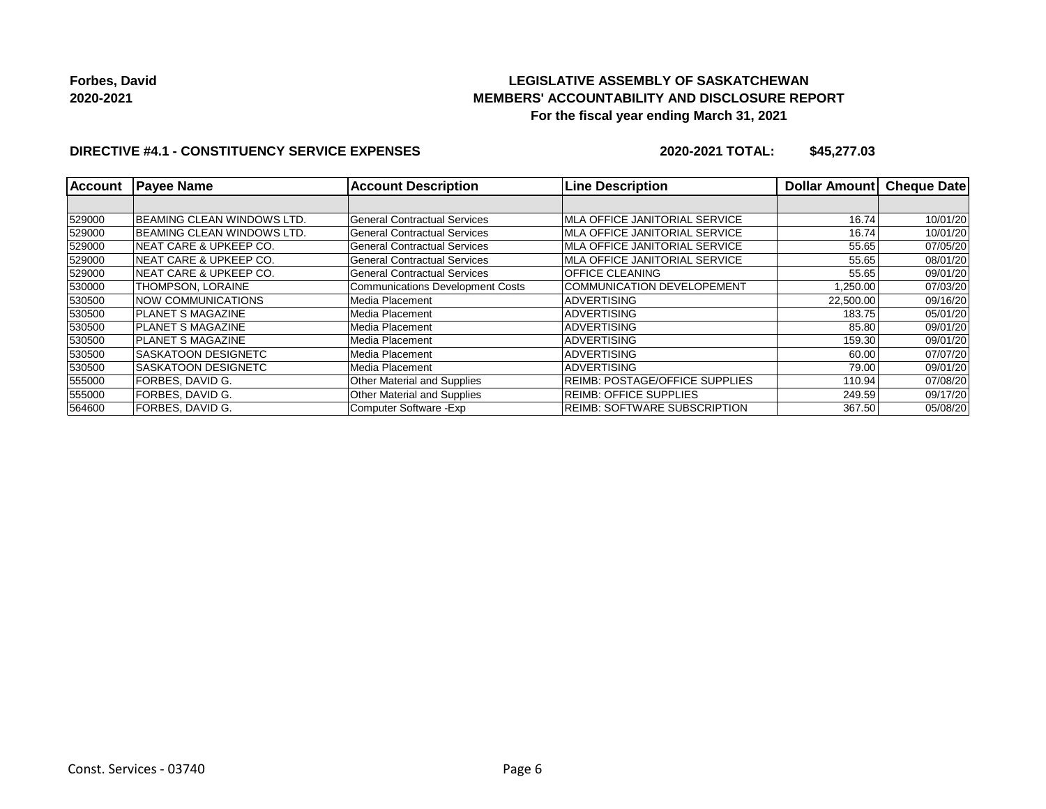**Forbes, David**
**2020-2021**

# LEGISLATIVE ASSEMBLY OF SASKATCHEWAN
## MEMBERS' ACCOUNTABILITY AND DISCLOSURE REPORT
### For the fiscal year ending March 31, 2021

**DIRECTIVE #4.1 - CONSTITUENCY SERVICE EXPENSES** **2020-2021 TOTAL: $45,277.03**

| Account | Payee Name | Account Description | Line Description | Dollar Amount | Cheque Date |
|---|---|---|---|---|---|
| | | | | | |
| 529000 | BEAMING CLEAN WINDOWS LTD. | General Contractual Services | MLA OFFICE JANITORIAL SERVICE | 16.74 | 10/01/20 |
| 529000 | BEAMING CLEAN WINDOWS LTD. | General Contractual Services | MLA OFFICE JANITORIAL SERVICE | 16.74 | 10/01/20 |
| 529000 | NEAT CARE & UPKEEP CO. | General Contractual Services | MLA OFFICE JANITORIAL SERVICE | 55.65 | 07/05/20 |
| 529000 | NEAT CARE & UPKEEP CO. | General Contractual Services | MLA OFFICE JANITORIAL SERVICE | 55.65 | 08/01/20 |
| 529000 | NEAT CARE & UPKEEP CO. | General Contractual Services | OFFICE CLEANING | 55.65 | 09/01/20 |
| 530000 | THOMPSON, LORAINE | Communications Development Costs | COMMUNICATION DEVELOPEMENT | 1,250.00 | 07/03/20 |
| 530500 | NOW COMMUNICATIONS | Media Placement | ADVERTISING | 22,500.00 | 09/16/20 |
| 530500 | PLANET S MAGAZINE | Media Placement | ADVERTISING | 183.75 | 05/01/20 |
| 530500 | PLANET S MAGAZINE | Media Placement | ADVERTISING | 85.80 | 09/01/20 |
| 530500 | PLANET S MAGAZINE | Media Placement | ADVERTISING | 159.30 | 09/01/20 |
| 530500 | SASKATOON DESIGNETC | Media Placement | ADVERTISING | 60.00 | 07/07/20 |
| 530500 | SASKATOON DESIGNETC | Media Placement | ADVERTISING | 79.00 | 09/01/20 |
| 555000 | FORBES, DAVID G. | Other Material and Supplies | REIMB: POSTAGE/OFFICE SUPPLIES | 110.94 | 07/08/20 |
| 555000 | FORBES, DAVID G. | Other Material and Supplies | REIMB: OFFICE SUPPLIES | 249.59 | 09/17/20 |
| 564600 | FORBES, DAVID G. | Computer Software -Exp | REIMB: SOFTWARE SUBSCRIPTION | 367.50 | 05/08/20 |

Const. Services - 03740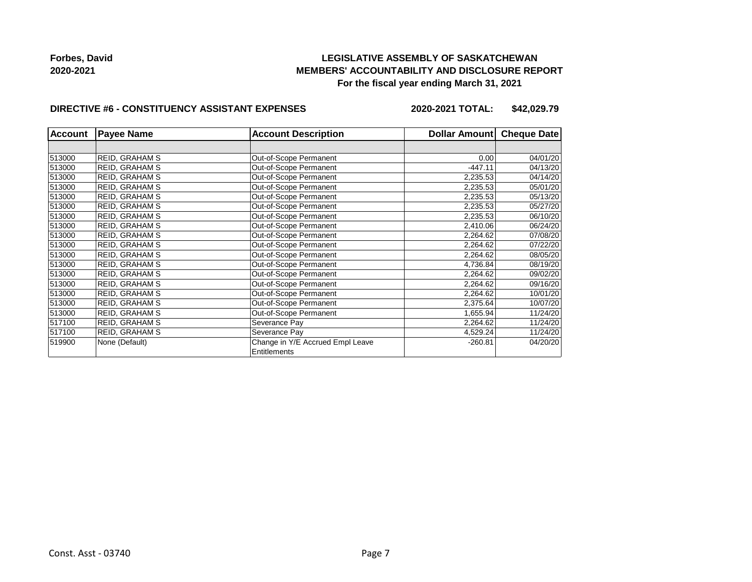**Forbes, David**
**2020-2021**

**LEGISLATIVE ASSEMBLY OF SASKATCHEWAN**
**MEMBERS' ACCOUNTABILITY AND DISCLOSURE REPORT**
**For the fiscal year ending March 31, 2021**

**DIRECTIVE #6 - CONSTITUENCY ASSISTANT EXPENSES** **2020-2021 TOTAL: $42,029.79**

| Account | Payee Name | Account Description | Dollar Amount | Cheque Date |
|---|---|---|---|---|
| | | | | |
| 513000 | REID, GRAHAM S | Out-of-Scope Permanent | 0.00 | 04/01/20 |
| 513000 | REID, GRAHAM S | Out-of-Scope Permanent | -447.11 | 04/13/20 |
| 513000 | REID, GRAHAM S | Out-of-Scope Permanent | 2,235.53 | 04/14/20 |
| 513000 | REID, GRAHAM S | Out-of-Scope Permanent | 2,235.53 | 05/01/20 |
| 513000 | REID, GRAHAM S | Out-of-Scope Permanent | 2,235.53 | 05/13/20 |
| 513000 | REID, GRAHAM S | Out-of-Scope Permanent | 2,235.53 | 05/27/20 |
| 513000 | REID, GRAHAM S | Out-of-Scope Permanent | 2,235.53 | 06/10/20 |
| 513000 | REID, GRAHAM S | Out-of-Scope Permanent | 2,410.06 | 06/24/20 |
| 513000 | REID, GRAHAM S | Out-of-Scope Permanent | 2,264.62 | 07/08/20 |
| 513000 | REID, GRAHAM S | Out-of-Scope Permanent | 2,264.62 | 07/22/20 |
| 513000 | REID, GRAHAM S | Out-of-Scope Permanent | 2,264.62 | 08/05/20 |
| 513000 | REID, GRAHAM S | Out-of-Scope Permanent | 4,736.84 | 08/19/20 |
| 513000 | REID, GRAHAM S | Out-of-Scope Permanent | 2,264.62 | 09/02/20 |
| 513000 | REID, GRAHAM S | Out-of-Scope Permanent | 2,264.62 | 09/16/20 |
| 513000 | REID, GRAHAM S | Out-of-Scope Permanent | 2,264.62 | 10/01/20 |
| 513000 | REID, GRAHAM S | Out-of-Scope Permanent | 2,375.64 | 10/07/20 |
| 513000 | REID, GRAHAM S | Out-of-Scope Permanent | 1,655.94 | 11/24/20 |
| 517100 | REID, GRAHAM S | Severance Pay | 2,264.62 | 11/24/20 |
| 517100 | REID, GRAHAM S | Severance Pay | 4,529.24 | 11/24/20 |
| 519900 | None (Default) | Change in Y/E Accrued Empl Leave Entitlements | -260.81 | 04/20/20 |

Const. Asst - 03740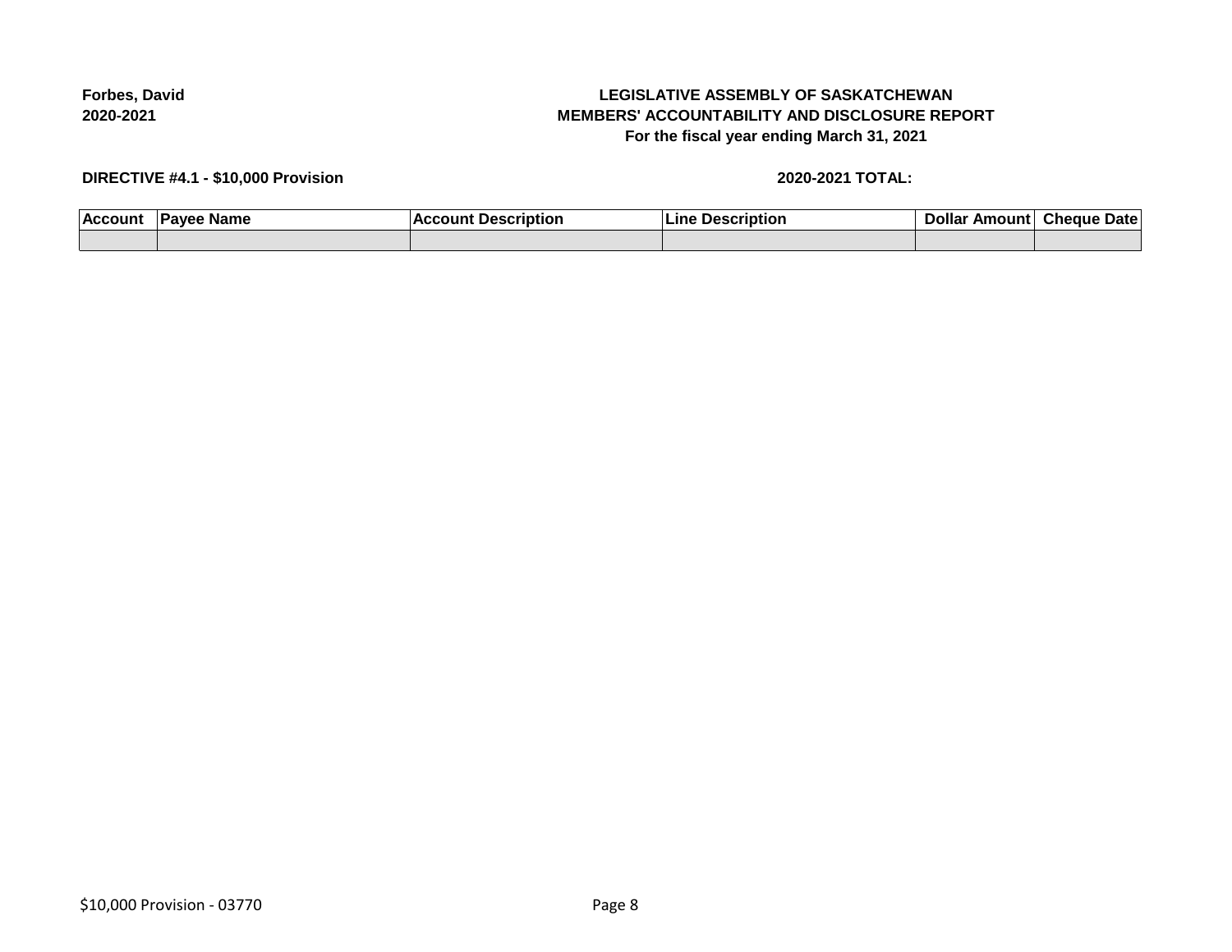**Forbes, David**
**2020-2021**

**LEGISLATIVE ASSEMBLY OF SASKATCHEWAN**
**MEMBERS' ACCOUNTABILITY AND DISCLOSURE REPORT**
**For the fiscal year ending March 31, 2021**

**DIRECTIVE #4.1 - $10,000 Provision**

**2020-2021 TOTAL:**

| Account | Payee Name | Account Description | Line Description | Dollar Amount | Cheque Date |
|---|---|---|---|---|---|
| | | | | | |

$10,000 Provision - 03770